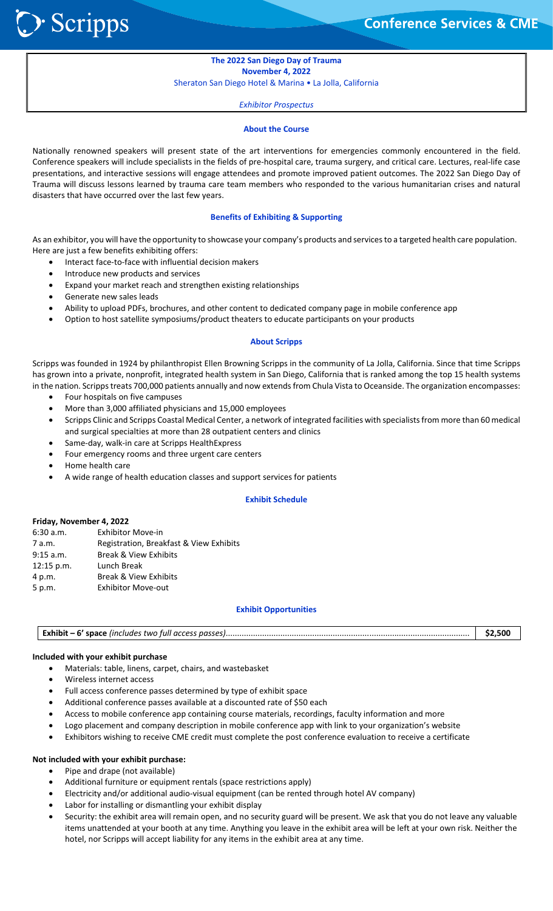Scripps

Conference Services & CME

**The 2022 San Diego Day of Trauma**
**November 4, 2022**
Sheraton San Diego Hotel & Marina • La Jolla, California

*Exhibitor Prospectus*

## About the Course

Nationally renowned speakers will present state of the art interventions for emergencies commonly encountered in the field. Conference speakers will include specialists in the fields of pre-hospital care, trauma surgery, and critical care. Lectures, real-life case presentations, and interactive sessions will engage attendees and promote improved patient outcomes. The 2022 San Diego Day of Trauma will discuss lessons learned by trauma care team members who responded to the various humanitarian crises and natural disasters that have occurred over the last few years.

## Benefits of Exhibiting & Supporting

As an exhibitor, you will have the opportunity to showcase your company's products and services to a targeted health care population. Here are just a few benefits exhibiting offers:

- Interact face-to-face with influential decision makers
- Introduce new products and services
- Expand your market reach and strengthen existing relationships
- Generate new sales leads
- Ability to upload PDFs, brochures, and other content to dedicated company page in mobile conference app
- Option to host satellite symposiums/product theaters to educate participants on your products

## About Scripps

Scripps was founded in 1924 by philanthropist Ellen Browning Scripps in the community of La Jolla, California. Since that time Scripps has grown into a private, nonprofit, integrated health system in San Diego, California that is ranked among the top 15 health systems in the nation. Scripps treats 700,000 patients annually and now extends from Chula Vista to Oceanside. The organization encompasses:

- Four hospitals on five campuses
- More than 3,000 affiliated physicians and 15,000 employees
- Scripps Clinic and Scripps Coastal Medical Center, a network of integrated facilities with specialists from more than 60 medical and surgical specialties at more than 28 outpatient centers and clinics
- Same-day, walk-in care at Scripps HealthExpress
- Four emergency rooms and three urgent care centers
- Home health care
- A wide range of health education classes and support services for patients

## Exhibit Schedule

**Friday, November 4, 2022**

| | |
|---|---|
| 6:30 a.m. | Exhibitor Move-in |
| 7 a.m. | Registration, Breakfast & View Exhibits |
| 9:15 a.m. | Break & View Exhibits |
| 12:15 p.m. | Lunch Break |
| 4 p.m. | Break & View Exhibits |
| 5 p.m. | Exhibitor Move-out |

## Exhibit Opportunities

| | |
|---|---|
| **Exhibit – 6' space** *(includes two full access passes)*............ | **$2,500** |

**Included with your exhibit purchase**

- Materials: table, linens, carpet, chairs, and wastebasket
- Wireless internet access
- Full access conference passes determined by type of exhibit space
- Additional conference passes available at a discounted rate of $50 each
- Access to mobile conference app containing course materials, recordings, faculty information and more
- Logo placement and company description in mobile conference app with link to your organization's website
- Exhibitors wishing to receive CME credit must complete the post conference evaluation to receive a certificate

**Not included with your exhibit purchase:**

- Pipe and drape (not available)
- Additional furniture or equipment rentals (space restrictions apply)
- Electricity and/or additional audio-visual equipment (can be rented through hotel AV company)
- Labor for installing or dismantling your exhibit display
- Security: the exhibit area will remain open, and no security guard will be present. We ask that you do not leave any valuable items unattended at your booth at any time. Anything you leave in the exhibit area will be left at your own risk. Neither the hotel, nor Scripps will accept liability for any items in the exhibit area at any time.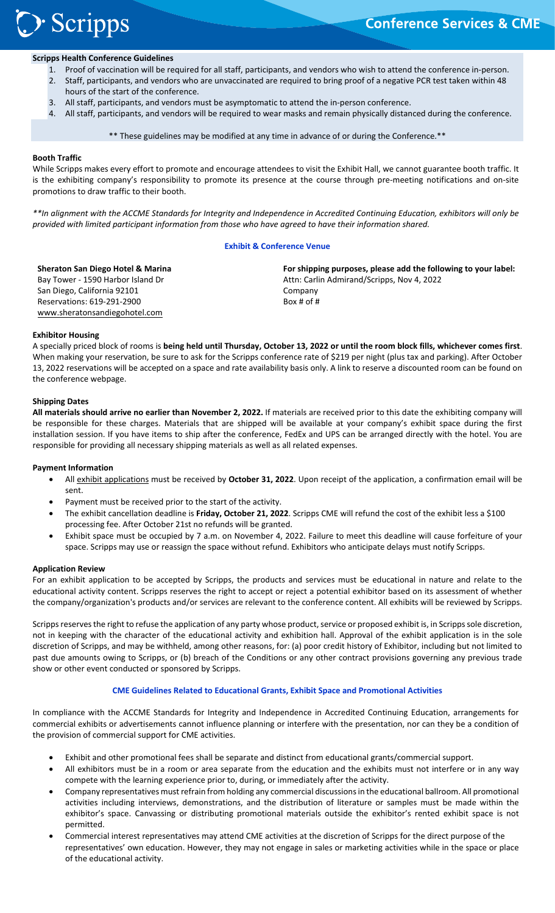**Scripps Health Conference Guidelines**

1. Proof of vaccination will be required for all staff, participants, and vendors who wish to attend the conference in-person.
2. Staff, participants, and vendors who are unvaccinated are required to bring proof of a negative PCR test taken within 48 hours of the start of the conference.
3. All staff, participants, and vendors must be asymptomatic to attend the in-person conference.
4. All staff, participants, and vendors will be required to wear masks and remain physically distanced during the conference.

** These guidelines may be modified at any time in advance of or during the Conference.**

**Booth Traffic**

While Scripps makes every effort to promote and encourage attendees to visit the Exhibit Hall, we cannot guarantee booth traffic. It is the exhibiting company's responsibility to promote its presence at the course through pre-meeting notifications and on-site promotions to draw traffic to their booth.

*\*\*In alignment with the ACCME Standards for Integrity and Independence in Accredited Continuing Education, exhibitors will only be provided with limited participant information from those who have agreed to have their information shared.*

## Exhibit & Conference Venue

**Sheraton San Diego Hotel & Marina**
Bay Tower - 1590 Harbor Island Dr
San Diego, California 92101
Reservations: 619-291-2900
www.sheratonsandiegohotel.com

**For shipping purposes, please add the following to your label:**
Attn: Carlin Admirand/Scripps, Nov 4, 2022
Company
Box # of #

**Exhibitor Housing**

A specially priced block of rooms is **being held until Thursday, October 13, 2022 or until the room block fills, whichever comes first**. When making your reservation, be sure to ask for the Scripps conference rate of $219 per night (plus tax and parking). After October 13, 2022 reservations will be accepted on a space and rate availability basis only. A link to reserve a discounted room can be found on the conference webpage.

**Shipping Dates**

**All materials should arrive no earlier than November 2, 2022.** If materials are received prior to this date the exhibiting company will be responsible for these charges. Materials that are shipped will be available at your company's exhibit space during the first installation session. If you have items to ship after the conference, FedEx and UPS can be arranged directly with the hotel. You are responsible for providing all necessary shipping materials as well as all related expenses.

**Payment Information**

- All exhibit applications must be received by **October 31, 2022**. Upon receipt of the application, a confirmation email will be sent.
- Payment must be received prior to the start of the activity.
- The exhibit cancellation deadline is **Friday, October 21, 2022**. Scripps CME will refund the cost of the exhibit less a $100 processing fee. After October 21st no refunds will be granted.
- Exhibit space must be occupied by 7 a.m. on November 4, 2022. Failure to meet this deadline will cause forfeiture of your space. Scripps may use or reassign the space without refund. Exhibitors who anticipate delays must notify Scripps.

**Application Review**

For an exhibit application to be accepted by Scripps, the products and services must be educational in nature and relate to the educational activity content. Scripps reserves the right to accept or reject a potential exhibitor based on its assessment of whether the company/organization's products and/or services are relevant to the conference content. All exhibits will be reviewed by Scripps.

Scripps reserves the right to refuse the application of any party whose product, service or proposed exhibit is, in Scripps sole discretion, not in keeping with the character of the educational activity and exhibition hall. Approval of the exhibit application is in the sole discretion of Scripps, and may be withheld, among other reasons, for: (a) poor credit history of Exhibitor, including but not limited to past due amounts owing to Scripps, or (b) breach of the Conditions or any other contract provisions governing any previous trade show or other event conducted or sponsored by Scripps.

## CME Guidelines Related to Educational Grants, Exhibit Space and Promotional Activities

In compliance with the ACCME Standards for Integrity and Independence in Accredited Continuing Education, arrangements for commercial exhibits or advertisements cannot influence planning or interfere with the presentation, nor can they be a condition of the provision of commercial support for CME activities.

- Exhibit and other promotional fees shall be separate and distinct from educational grants/commercial support.
- All exhibitors must be in a room or area separate from the education and the exhibits must not interfere or in any way compete with the learning experience prior to, during, or immediately after the activity.
- Company representatives must refrain from holding any commercial discussions in the educational ballroom. All promotional activities including interviews, demonstrations, and the distribution of literature or samples must be made within the exhibitor's space. Canvassing or distributing promotional materials outside the exhibitor's rented exhibit space is not permitted.
- Commercial interest representatives may attend CME activities at the discretion of Scripps for the direct purpose of the representatives' own education. However, they may not engage in sales or marketing activities while in the space or place of the educational activity.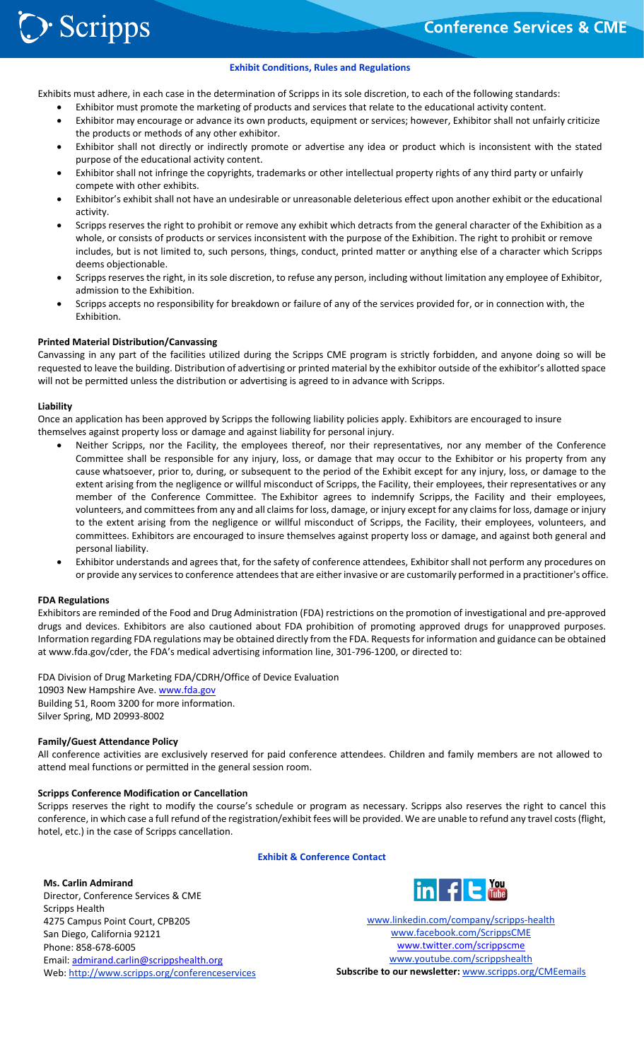## Exhibit Conditions, Rules and Regulations

Exhibits must adhere, in each case in the determination of Scripps in its sole discretion, to each of the following standards:

- Exhibitor must promote the marketing of products and services that relate to the educational activity content.
- Exhibitor may encourage or advance its own products, equipment or services; however, Exhibitor shall not unfairly criticize the products or methods of any other exhibitor.
- Exhibitor shall not directly or indirectly promote or advertise any idea or product which is inconsistent with the stated purpose of the educational activity content.
- Exhibitor shall not infringe the copyrights, trademarks or other intellectual property rights of any third party or unfairly compete with other exhibits.
- Exhibitor's exhibit shall not have an undesirable or unreasonable deleterious effect upon another exhibit or the educational activity.
- Scripps reserves the right to prohibit or remove any exhibit which detracts from the general character of the Exhibition as a whole, or consists of products or services inconsistent with the purpose of the Exhibition. The right to prohibit or remove includes, but is not limited to, such persons, things, conduct, printed matter or anything else of a character which Scripps deems objectionable.
- Scripps reserves the right, in its sole discretion, to refuse any person, including without limitation any employee of Exhibitor, admission to the Exhibition.
- Scripps accepts no responsibility for breakdown or failure of any of the services provided for, or in connection with, the Exhibition.

**Printed Material Distribution/Canvassing**

Canvassing in any part of the facilities utilized during the Scripps CME program is strictly forbidden, and anyone doing so will be requested to leave the building. Distribution of advertising or printed material by the exhibitor outside of the exhibitor's allotted space will not be permitted unless the distribution or advertising is agreed to in advance with Scripps.

**Liability**

Once an application has been approved by Scripps the following liability policies apply. Exhibitors are encouraged to insure themselves against property loss or damage and against liability for personal injury.

- Neither Scripps, nor the Facility, the employees thereof, nor their representatives, nor any member of the Conference Committee shall be responsible for any injury, loss, or damage that may occur to the Exhibitor or his property from any cause whatsoever, prior to, during, or subsequent to the period of the Exhibit except for any injury, loss, or damage to the extent arising from the negligence or willful misconduct of Scripps, the Facility, their employees, their representatives or any member of the Conference Committee. The Exhibitor agrees to indemnify Scripps, the Facility and their employees, volunteers, and committees from any and all claims for loss, damage, or injury except for any claims for loss, damage or injury to the extent arising from the negligence or willful misconduct of Scripps, the Facility, their employees, volunteers, and committees. Exhibitors are encouraged to insure themselves against property loss or damage, and against both general and personal liability.
- Exhibitor understands and agrees that, for the safety of conference attendees, Exhibitor shall not perform any procedures on or provide any services to conference attendees that are either invasive or are customarily performed in a practitioner's office.

**FDA Regulations**

Exhibitors are reminded of the Food and Drug Administration (FDA) restrictions on the promotion of investigational and pre-approved drugs and devices. Exhibitors are also cautioned about FDA prohibition of promoting approved drugs for unapproved purposes. Information regarding FDA regulations may be obtained directly from the FDA. Requests for information and guidance can be obtained at www.fda.gov/cder, the FDA's medical advertising information line, 301-796-1200, or directed to:

FDA Division of Drug Marketing FDA/CDRH/Office of Device Evaluation
10903 New Hampshire Ave. www.fda.gov
Building 51, Room 3200 for more information.
Silver Spring, MD 20993-8002

**Family/Guest Attendance Policy**

All conference activities are exclusively reserved for paid conference attendees. Children and family members are not allowed to attend meal functions or permitted in the general session room.

**Scripps Conference Modification or Cancellation**

Scripps reserves the right to modify the course's schedule or program as necessary. Scripps also reserves the right to cancel this conference, in which case a full refund of the registration/exhibit fees will be provided. We are unable to refund any travel costs (flight, hotel, etc.) in the case of Scripps cancellation.

## Exhibit & Conference Contact

**Ms. Carlin Admirand**
Director, Conference Services & CME
Scripps Health
4275 Campus Point Court, CPB205
San Diego, California 92121
Phone: 858-678-6005
Email: admirand.carlin@scrippshealth.org
Web: http://www.scripps.org/conferenceservices

www.linkedin.com/company/scripps-health
www.facebook.com/ScrippsCME
www.twitter.com/scrippscme
www.youtube.com/scrippshealth
**Subscribe to our newsletter:** www.scripps.org/CMEemails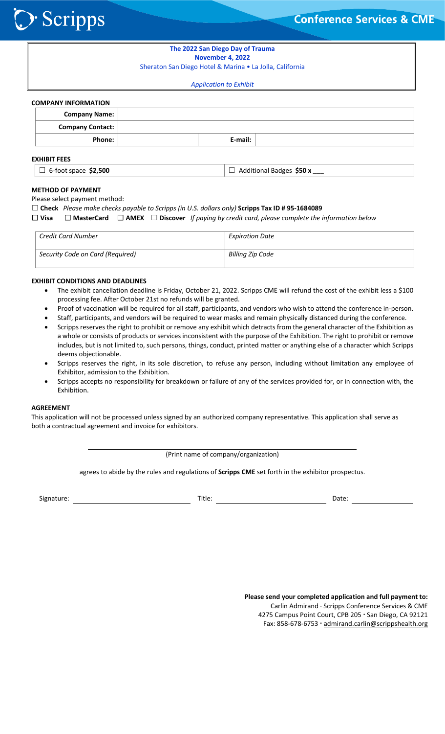Scripps

Conference Services & CME

**The 2022 San Diego Day of Trauma**
**November 4, 2022**
Sheraton San Diego Hotel & Marina • La Jolla, California

*Application to Exhibit*

### COMPANY INFORMATION

| | | | |
|---|---|---|---|
| **Company Name:** | | | |
| **Company Contact:** | | | |
| **Phone:** | | **E-mail:** | |

### EXHIBIT FEES

| | |
|---|---|
| ☐ 6-foot space **$2,500** | ☐ Additional Badges **$50 x ___** |

### METHOD OF PAYMENT

Please select payment method:

☐ **Check** *Please make checks payable to Scripps (in U.S. dollars only)* **Scripps Tax ID # 95-1684089**

☐ **Visa** ☐ **MasterCard** ☐ **AMEX** ☐ **Discover** *If paying by credit card, please complete the information below*

| | |
|---|---|
| *Credit Card Number* | *Expiration Date* |
| *Security Code on Card (Required)* | *Billing Zip Code* |

### EXHIBIT CONDITIONS AND DEADLINES

- The exhibit cancellation deadline is Friday, October 21, 2022. Scripps CME will refund the cost of the exhibit less a $100 processing fee. After October 21st no refunds will be granted.
- Proof of vaccination will be required for all staff, participants, and vendors who wish to attend the conference in-person.
- Staff, participants, and vendors will be required to wear masks and remain physically distanced during the conference.
- Scripps reserves the right to prohibit or remove any exhibit which detracts from the general character of the Exhibition as a whole or consists of products or services inconsistent with the purpose of the Exhibition. The right to prohibit or remove includes, but is not limited to, such persons, things, conduct, printed matter or anything else of a character which Scripps deems objectionable.
- Scripps reserves the right, in its sole discretion, to refuse any person, including without limitation any employee of Exhibitor, admission to the Exhibition.
- Scripps accepts no responsibility for breakdown or failure of any of the services provided for, or in connection with, the Exhibition.

### AGREEMENT

This application will not be processed unless signed by an authorized company representative. This application shall serve as both a contractual agreement and invoice for exhibitors.

\_\_\_\_\_\_\_\_\_\_\_\_\_\_\_\_\_\_\_\_\_\_\_\_\_\_\_\_\_\_\_\_\_\_\_\_\_\_\_\_

(Print name of company/organization)

agrees to abide by the rules and regulations of **Scripps CME** set forth in the exhibitor prospectus.

Signature: \_\_\_\_\_\_\_\_\_\_\_\_\_\_\_\_\_\_\_\_ Title: \_\_\_\_\_\_\_\_\_\_\_\_\_\_\_\_\_\_\_\_ Date: \_\_\_\_\_\_\_\_\_\_\_\_

**Please send your completed application and full payment to:**
Carlin Admirand · Scripps Conference Services & CME
4275 Campus Point Court, CPB 205 · San Diego, CA 92121
Fax: 858-678-6753 · admirand.carlin@scrippshealth.org